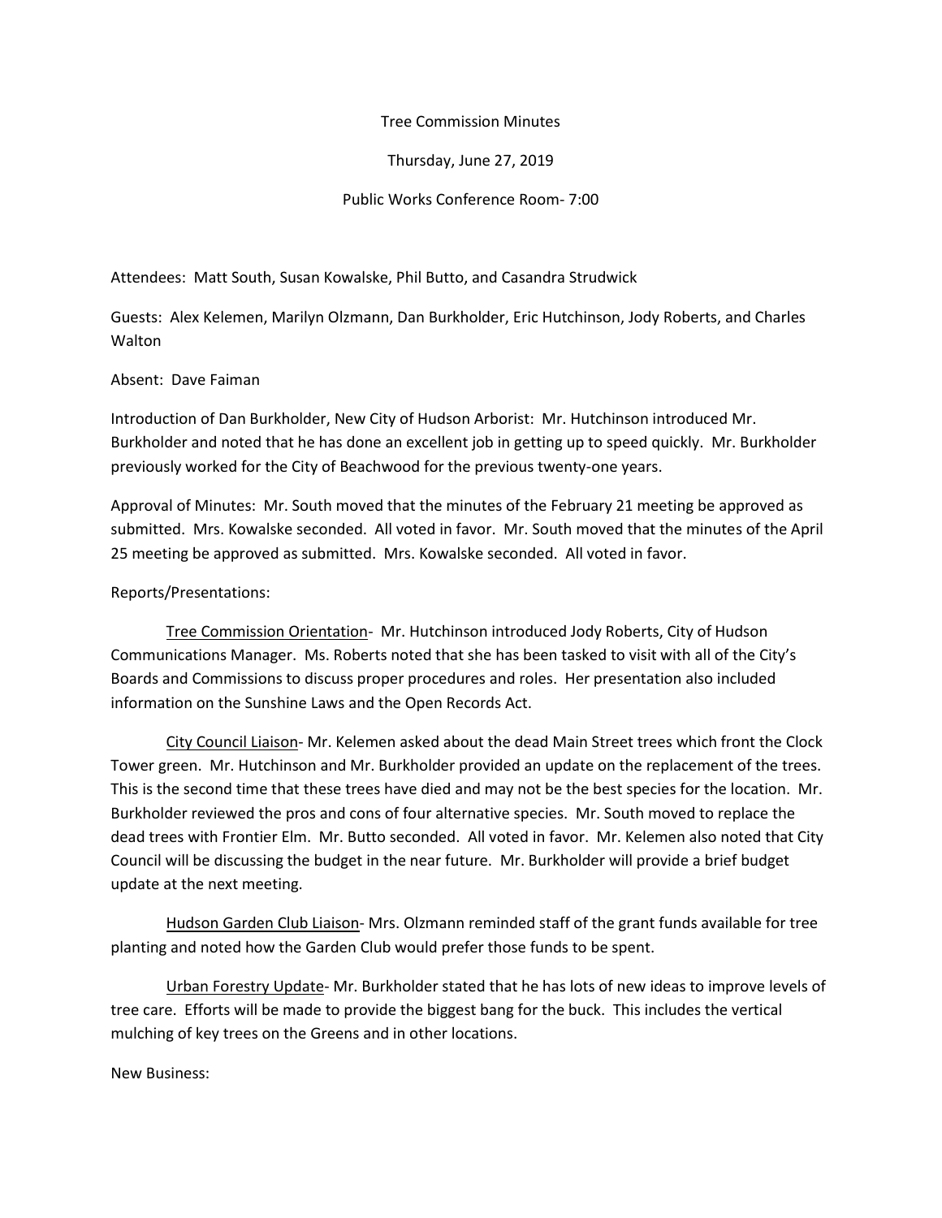Tree Commission Minutes

Thursday, June 27, 2019

Public Works Conference Room- 7:00

Attendees: Matt South, Susan Kowalske, Phil Butto, and Casandra Strudwick

Guests: Alex Kelemen, Marilyn Olzmann, Dan Burkholder, Eric Hutchinson, Jody Roberts, and Charles Walton

Absent: Dave Faiman

Introduction of Dan Burkholder, New City of Hudson Arborist: Mr. Hutchinson introduced Mr. Burkholder and noted that he has done an excellent job in getting up to speed quickly. Mr. Burkholder previously worked for the City of Beachwood for the previous twenty-one years.

Approval of Minutes: Mr. South moved that the minutes of the February 21 meeting be approved as submitted. Mrs. Kowalske seconded. All voted in favor. Mr. South moved that the minutes of the April 25 meeting be approved as submitted. Mrs. Kowalske seconded. All voted in favor.

Reports/Presentations:

<u>Tree Commission Orientation</u>- Mr. Hutchinson introduced Jody Roberts, City of Hudson Communications Manager. Ms. Roberts noted that she has been tasked to visit with all of the City's Boards and Commissions to discuss proper procedures and roles. Her presentation also included information on the Sunshine Laws and the Open Records Act.

<u>City Council Liaison</u>- Mr. Kelemen asked about the dead Main Street trees which front the Clock Tower green. Mr. Hutchinson and Mr. Burkholder provided an update on the replacement of the trees. This is the second time that these trees have died and may not be the best species for the location. Mr. Burkholder reviewed the pros and cons of four alternative species. Mr. South moved to replace the dead trees with Frontier Elm. Mr. Butto seconded. All voted in favor. Mr. Kelemen also noted that City Council will be discussing the budget in the near future. Mr. Burkholder will provide a brief budget update at the next meeting.

<u>Hudson Garden Club Liaison</u>- Mrs. Olzmann reminded staff of the grant funds available for tree planting and noted how the Garden Club would prefer those funds to be spent.

<u>Urban Forestry Update</u>- Mr. Burkholder stated that he has lots of new ideas to improve levels of tree care. Efforts will be made to provide the biggest bang for the buck. This includes the vertical mulching of key trees on the Greens and in other locations.

New Business: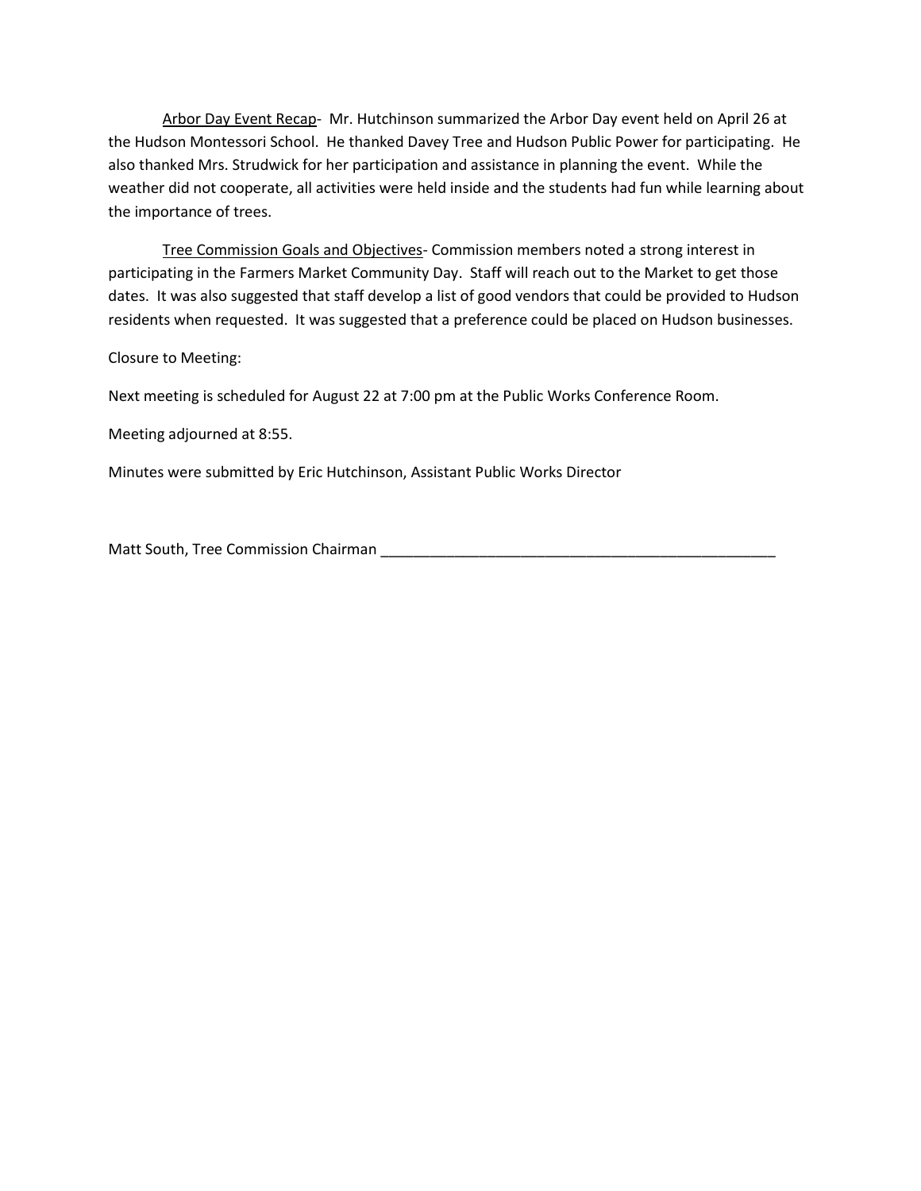Arbor Day Event Recap- Mr. Hutchinson summarized the Arbor Day event held on April 26 at the Hudson Montessori School. He thanked Davey Tree and Hudson Public Power for participating. He also thanked Mrs. Strudwick for her participation and assistance in planning the event. While the weather did not cooperate, all activities were held inside and the students had fun while learning about the importance of trees.

Tree Commission Goals and Objectives- Commission members noted a strong interest in participating in the Farmers Market Community Day. Staff will reach out to the Market to get those dates. It was also suggested that staff develop a list of good vendors that could be provided to Hudson residents when requested. It was suggested that a preference could be placed on Hudson businesses.

Closure to Meeting:

Next meeting is scheduled for August 22 at 7:00 pm at the Public Works Conference Room.

Meeting adjourned at 8:55.

Minutes were submitted by Eric Hutchinson, Assistant Public Works Director

Matt South, Tree Commission Chairman ___________________________________________________